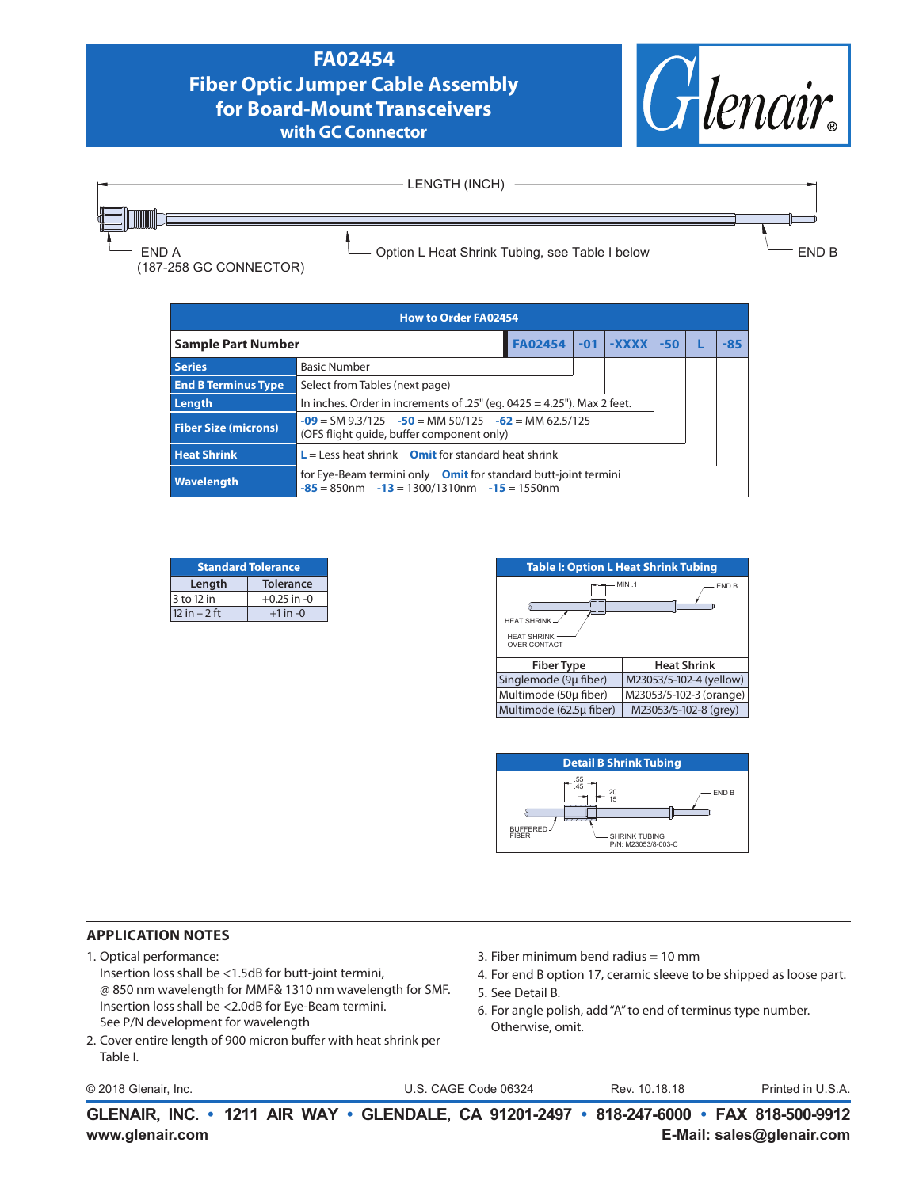# FA02454
## Fiber Optic Jumper Cable Assembly for Board-Mount Transceivers with GC Connector

LENGTH (INCH)

END A (187-258 GC CONNECTOR)

Option L Heat Shrink Tubing, see Table I below

END B

| How to Order FA02454 | | | | | | |
|---|---|---|---|---|---|---|
| **Sample Part Number** | FA02454 | -01 | -XXXX | -50 | L | -85 |
| **Series** | Basic Number | | | | | |
| **End B Terminus Type** | Select from Tables (next page) | | | | | |
| **Length** | In inches. Order in increments of .25" (eg. 0425 = 4.25"). Max 2 feet. | | | | | |
| **Fiber Size (microns)** | -09 = SM 9.3/125 -50 = MM 50/125 -62 = MM 62.5/125 (OFS flight guide, buffer component only) | | | | | |
| **Heat Shrink** | L = Less heat shrink **Omit** for standard heat shrink | | | | | |
| **Wavelength** | for Eye-Beam termini only **Omit** for standard butt-joint termini -85 = 850nm -13 = 1300/1310nm -15 = 1550nm | | | | | |

| Standard Tolerance | |
|---|---|
| **Length** | **Tolerance** |
| 3 to 12 in | +0.25 in -0 |
| 12 in – 2 ft | +1 in -0 |

**Table I: Option L Heat Shrink Tubing**

MIN .1 — END B — HEAT SHRINK — HEAT SHRINK OVER CONTACT

| Fiber Type | Heat Shrink |
|---|---|
| Singlemode (9µ fiber) | M23053/5-102-4 (yellow) |
| Multimode (50µ fiber) | M23053/5-102-3 (orange) |
| Multimode (62.5µ fiber) | M23053/5-102-8 (grey) |

**Detail B Shrink Tubing**

.55 .45 — .20 .15 — END B — BUFFERED FIBER — SHRINK TUBING P/N: M23053/8-003-C

## APPLICATION NOTES

1. Optical performance:
   Insertion loss shall be <1.5dB for butt-joint termini,
   @ 850 nm wavelength for MMF& 1310 nm wavelength for SMF.
   Insertion loss shall be <2.0dB for Eye-Beam termini.
   See P/N development for wavelength
2. Cover entire length of 900 micron buffer with heat shrink per Table I.
3. Fiber minimum bend radius = 10 mm
4. For end B option 17, ceramic sleeve to be shipped as loose part.
5. See Detail B.
6. For angle polish, add "A" to end of terminus type number. Otherwise, omit.

© 2018 Glenair, Inc. U.S. CAGE Code 06324 Rev. 10.18.18 Printed in U.S.A.

**GLENAIR, INC. • 1211 AIR WAY • GLENDALE, CA 91201-2497 • 818-247-6000 • FAX 818-500-9912**
**www.glenair.com** **E-Mail: sales@glenair.com**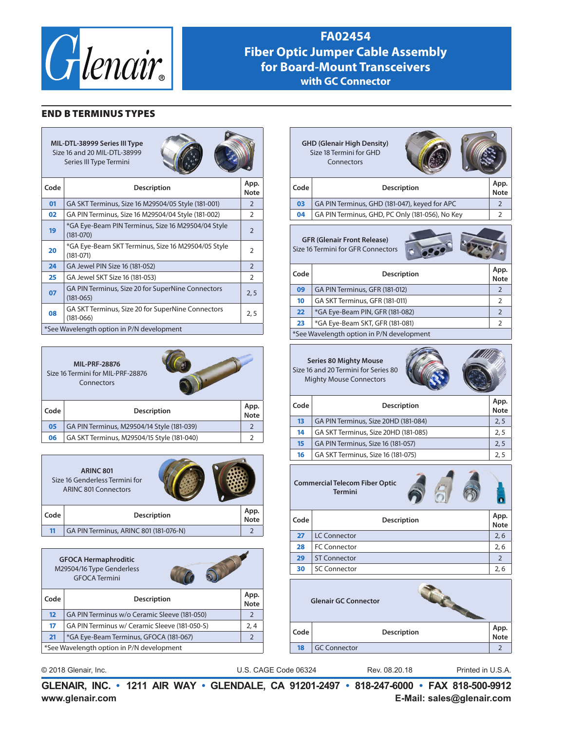# FA02454
# Fiber Optic Jumper Cable Assembly for Board-Mount Transceivers with GC Connector

## END B TERMINUS TYPES

**MIL-DTL-38999 Series III Type**
Size 16 and 20 MIL-DTL-38999 Series III Type Termini

| Code | Description | App. Note |
|---|---|---|
| 01 | GA SKT Terminus, Size 16 M29504/05 Style (181-001) | 2 |
| 02 | GA PIN Terminus, Size 16 M29504/04 Style (181-002) | 2 |
| 19 | *GA Eye-Beam PIN Terminus, Size 16 M29504/04 Style (181-070) | 2 |
| 20 | *GA Eye-Beam SKT Terminus, Size 16 M29504/05 Style (181-071) | 2 |
| 24 | GA Jewel PIN Size 16 (181-052) | 2 |
| 25 | GA Jewel SKT Size 16 (181-053) | 2 |
| 07 | GA PIN Terminus, Size 20 for SuperNine Connectors (181-065) | 2, 5 |
| 08 | GA SKT Terminus, Size 20 for SuperNine Connectors (181-066) | 2, 5 |

*See Wavelength option in P/N development

**MIL-PRF-28876**
Size 16 Termini for MIL-PRF-28876 Connectors

| Code | Description | App. Note |
|---|---|---|
| 05 | GA PIN Terminus, M29504/14 Style (181-039) | 2 |
| 06 | GA SKT Terminus, M29504/15 Style (181-040) | 2 |

**ARINC 801**
Size 16 Genderless Termini for ARINC 801 Connectors

| Code | Description | App. Note |
|---|---|---|
| 11 | GA PIN Terminus, ARINC 801 (181-076-N) | 2 |

**GFOCA Hermaphroditic**
M29504/16 Type Genderless GFOCA Termini

| Code | Description | App. Note |
|---|---|---|
| 12 | GA PIN Terminus w/o Ceramic Sleeve (181-050) | 2 |
| 17 | GA PIN Terminus w/ Ceramic Sleeve (181-050-S) | 2, 4 |
| 21 | *GA Eye-Beam Terminus, GFOCA (181-067) | 2 |

*See Wavelength option in P/N development

**GHD (Glenair High Density)**
Size 18 Termini for GHD Connectors

| Code | Description | App. Note |
|---|---|---|
| 03 | GA PIN Terminus, GHD (181-047), keyed for APC | 2 |
| 04 | GA PIN Terminus, GHD, PC Only (181-056), No Key | 2 |

**GFR (Glenair Front Release)**
Size 16 Termini for GFR Connectors

| Code | Description | App. Note |
|---|---|---|
| 09 | GA PIN Terminus, GFR (181-012) | 2 |
| 10 | GA SKT Terminus, GFR (181-011) | 2 |
| 22 | *GA Eye-Beam PIN, GFR (181-082) | 2 |
| 23 | *GA Eye-Beam SKT, GFR (181-081) | 2 |

*See Wavelength option in P/N development

**Series 80 Mighty Mouse**
Size 16 and 20 Termini for Series 80 Mighty Mouse Connectors

| Code | Description | App. Note |
|---|---|---|
| 13 | GA PIN Terminus, Size 20HD (181-084) | 2, 5 |
| 14 | GA SKT Terminus, Size 20HD (181-085) | 2, 5 |
| 15 | GA PIN Terminus, Size 16 (181-057) | 2, 5 |
| 16 | GA SKT Terminus, Size 16 (181-075) | 2, 5 |

**Commercial Telecom Fiber Optic Termini**

| Code | Description | App. Note |
|---|---|---|
| 27 | LC Connector | 2, 6 |
| 28 | FC Connector | 2, 6 |
| 29 | ST Connector | 2 |
| 30 | SC Connector | 2, 6 |

**Glenair GC Connector**

| Code | Description | App. Note |
|---|---|---|
| 18 | GC Connector | 2 |

© 2018 Glenair, Inc. U.S. CAGE Code 06324 Rev. 08.20.18 Printed in U.S.A.

**GLENAIR, INC. • 1211 AIR WAY • GLENDALE, CA 91201-2497 • 818-247-6000 • FAX 818-500-9912**
**www.glenair.com** **E-Mail: sales@glenair.com**